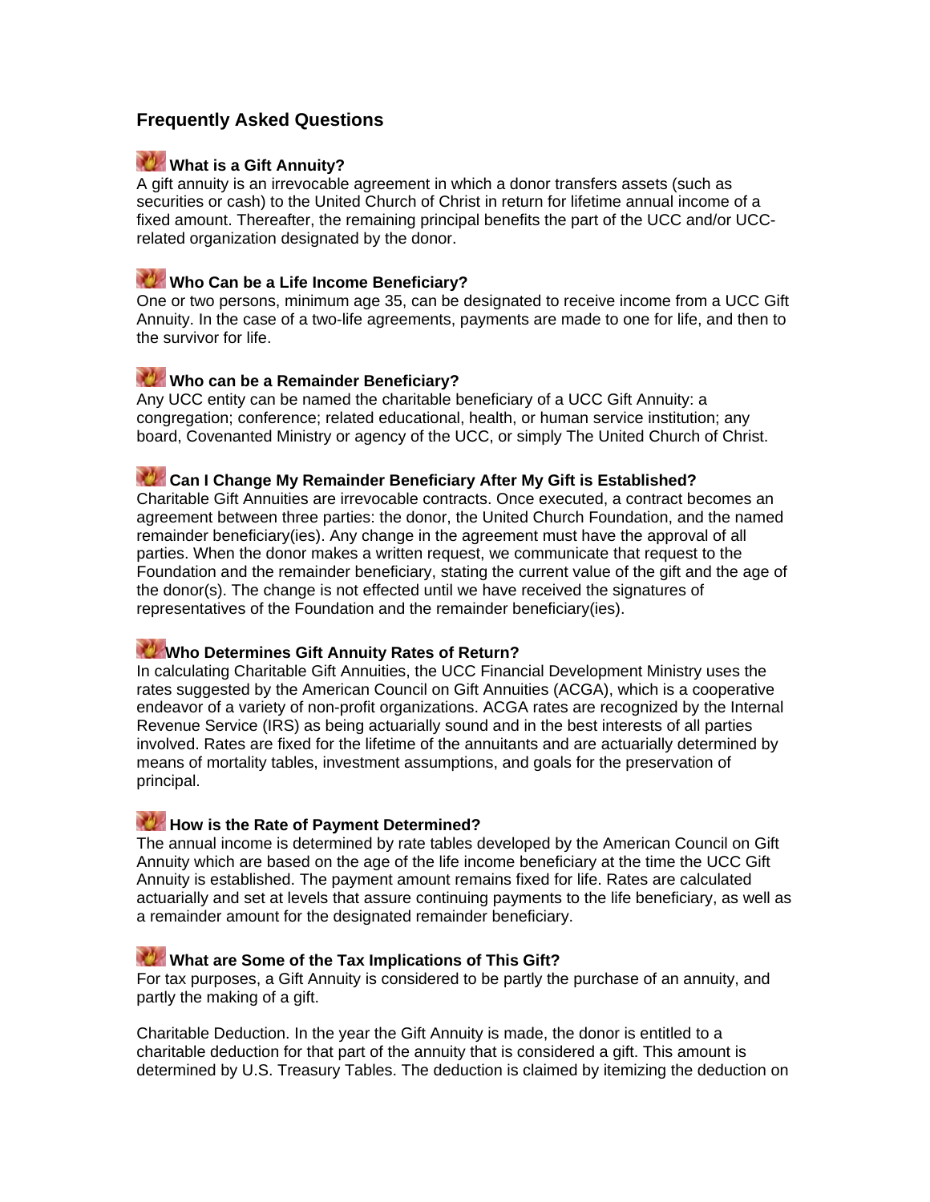## Frequently Asked Questions

### What is a Gift Annuity?

A gift annuity is an irrevocable agreement in which a donor transfers assets (such as securities or cash) to the United Church of Christ in return for lifetime annual income of a fixed amount. Thereafter, the remaining principal benefits the part of the UCC and/or UCC-related organization designated by the donor.

### Who Can be a Life Income Beneficiary?

One or two persons, minimum age 35, can be designated to receive income from a UCC Gift Annuity. In the case of a two-life agreements, payments are made to one for life, and then to the survivor for life.

### Who can be a Remainder Beneficiary?

Any UCC entity can be named the charitable beneficiary of a UCC Gift Annuity: a congregation; conference; related educational, health, or human service institution; any board, Covenanted Ministry or agency of the UCC, or simply The United Church of Christ.

### Can I Change My Remainder Beneficiary After My Gift is Established?

Charitable Gift Annuities are irrevocable contracts. Once executed, a contract becomes an agreement between three parties: the donor, the United Church Foundation, and the named remainder beneficiary(ies). Any change in the agreement must have the approval of all parties. When the donor makes a written request, we communicate that request to the Foundation and the remainder beneficiary, stating the current value of the gift and the age of the donor(s). The change is not effected until we have received the signatures of representatives of the Foundation and the remainder beneficiary(ies).

### Who Determines Gift Annuity Rates of Return?

In calculating Charitable Gift Annuities, the UCC Financial Development Ministry uses the rates suggested by the American Council on Gift Annuities (ACGA), which is a cooperative endeavor of a variety of non-profit organizations. ACGA rates are recognized by the Internal Revenue Service (IRS) as being actuarially sound and in the best interests of all parties involved. Rates are fixed for the lifetime of the annuitants and are actuarially determined by means of mortality tables, investment assumptions, and goals for the preservation of principal.

### How is the Rate of Payment Determined?

The annual income is determined by rate tables developed by the American Council on Gift Annuity which are based on the age of the life income beneficiary at the time the UCC Gift Annuity is established. The payment amount remains fixed for life. Rates are calculated actuarially and set at levels that assure continuing payments to the life beneficiary, as well as a remainder amount for the designated remainder beneficiary.

### What are Some of the Tax Implications of This Gift?

For tax purposes, a Gift Annuity is considered to be partly the purchase of an annuity, and partly the making of a gift.

Charitable Deduction. In the year the Gift Annuity is made, the donor is entitled to a charitable deduction for that part of the annuity that is considered a gift. This amount is determined by U.S. Treasury Tables. The deduction is claimed by itemizing the deduction on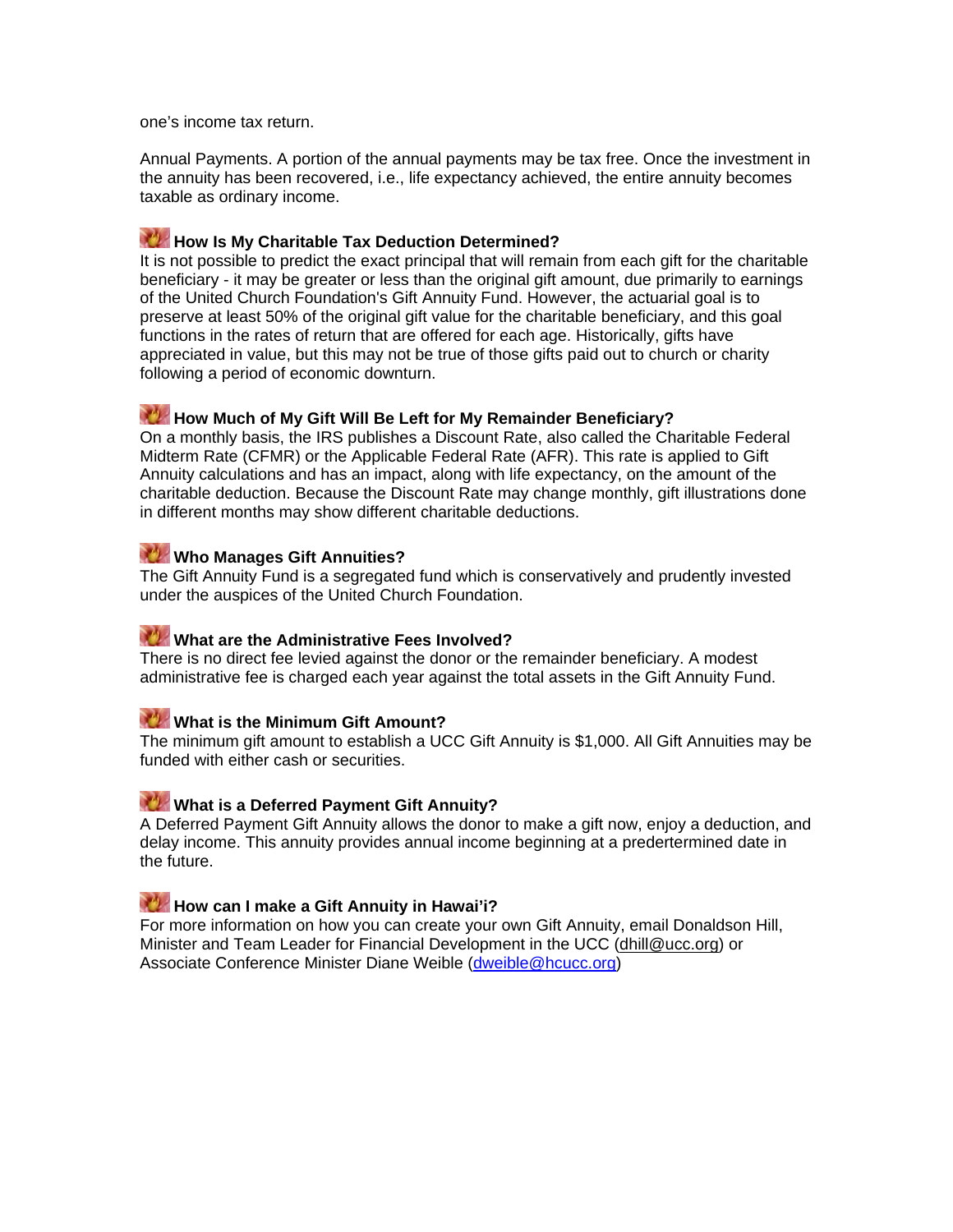one's income tax return.

Annual Payments. A portion of the annual payments may be tax free. Once the investment in the annuity has been recovered, i.e., life expectancy achieved, the entire annuity becomes taxable as ordinary income.

### How Is My Charitable Tax Deduction Determined?

It is not possible to predict the exact principal that will remain from each gift for the charitable beneficiary - it may be greater or less than the original gift amount, due primarily to earnings of the United Church Foundation's Gift Annuity Fund. However, the actuarial goal is to preserve at least 50% of the original gift value for the charitable beneficiary, and this goal functions in the rates of return that are offered for each age. Historically, gifts have appreciated in value, but this may not be true of those gifts paid out to church or charity following a period of economic downturn.

### How Much of My Gift Will Be Left for My Remainder Beneficiary?

On a monthly basis, the IRS publishes a Discount Rate, also called the Charitable Federal Midterm Rate (CFMR) or the Applicable Federal Rate (AFR). This rate is applied to Gift Annuity calculations and has an impact, along with life expectancy, on the amount of the charitable deduction. Because the Discount Rate may change monthly, gift illustrations done in different months may show different charitable deductions.

### Who Manages Gift Annuities?

The Gift Annuity Fund is a segregated fund which is conservatively and prudently invested under the auspices of the United Church Foundation.

### What are the Administrative Fees Involved?

There is no direct fee levied against the donor or the remainder beneficiary. A modest administrative fee is charged each year against the total assets in the Gift Annuity Fund.

### What is the Minimum Gift Amount?

The minimum gift amount to establish a UCC Gift Annuity is $1,000. All Gift Annuities may be funded with either cash or securities.

### What is a Deferred Payment Gift Annuity?

A Deferred Payment Gift Annuity allows the donor to make a gift now, enjoy a deduction, and delay income. This annuity provides annual income beginning at a predertermined date in the future.

### How can I make a Gift Annuity in Hawai'i?

For more information on how you can create your own Gift Annuity, email Donaldson Hill, Minister and Team Leader for Financial Development in the UCC (dhill@ucc.org) or Associate Conference Minister Diane Weible (dweible@hcucc.org)